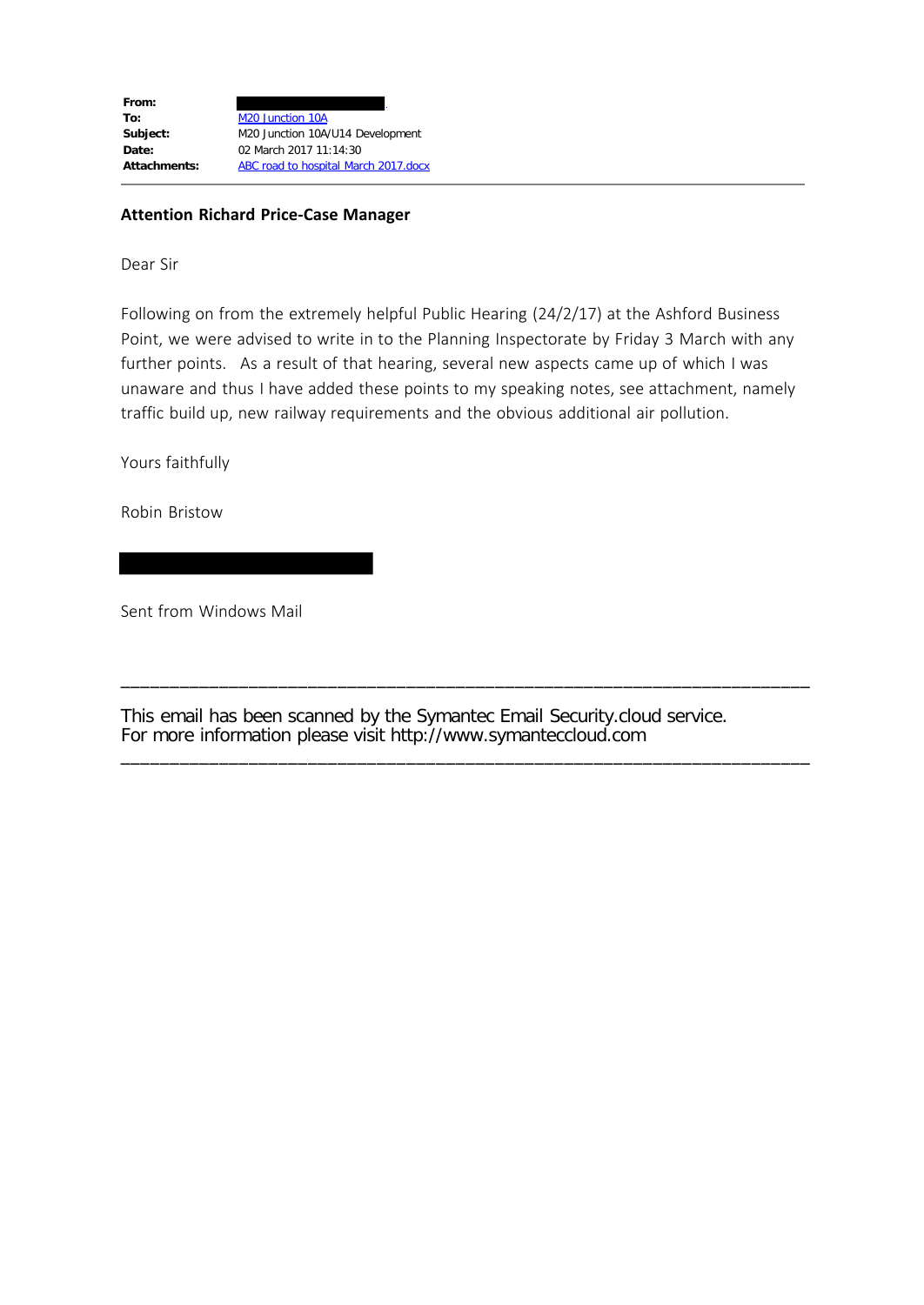| | |
|---|---|
| **From:** | |
| **To:** | M20 Junction 10A |
| **Subject:** | M20 Junction 10A/U14 Development |
| **Date:** | 02 March 2017 11:14:30 |
| **Attachments:** | ABC road to hospital March 2017.docx |

---

**Attention Richard Price-Case Manager**

Dear Sir

Following on from the extremely helpful Public Hearing (24/2/17) at the Ashford Business Point, we were advised to write in to the Planning Inspectorate by Friday 3 March with any further points. As a result of that hearing, several new aspects came up of which I was unaware and thus I have added these points to my speaking notes, see attachment, namely traffic build up, new railway requirements and the obvious additional air pollution.

Yours faithfully

Robin Bristow

Sent from Windows Mail

---

This email has been scanned by the Symantec Email Security.cloud service.
For more information please visit http://www.symanteccloud.com

---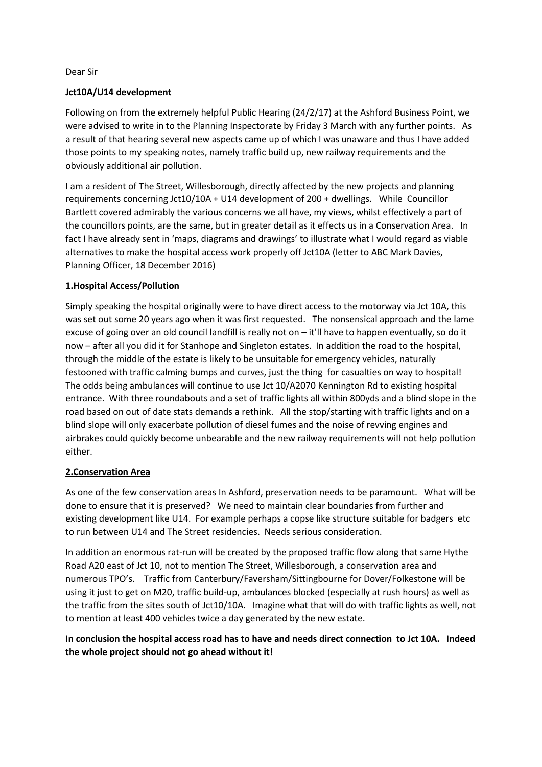Dear Sir

**Jct10A/U14 development**

Following on from the extremely helpful Public Hearing (24/2/17) at the Ashford Business Point, we were advised to write in to the Planning Inspectorate by Friday 3 March with any further points. As a result of that hearing several new aspects came up of which I was unaware and thus I have added those points to my speaking notes, namely traffic build up, new railway requirements and the obviously additional air pollution.

I am a resident of The Street, Willesborough, directly affected by the new projects and planning requirements concerning Jct10/10A + U14 development of 200 + dwellings. While Councillor Bartlett covered admirably the various concerns we all have, my views, whilst effectively a part of the councillors points, are the same, but in greater detail as it effects us in a Conservation Area. In fact I have already sent in 'maps, diagrams and drawings' to illustrate what I would regard as viable alternatives to make the hospital access work properly off Jct10A (letter to ABC Mark Davies, Planning Officer, 18 December 2016)

**1.Hospital Access/Pollution**

Simply speaking the hospital originally were to have direct access to the motorway via Jct 10A, this was set out some 20 years ago when it was first requested. The nonsensical approach and the lame excuse of going over an old council landfill is really not on – it'll have to happen eventually, so do it now – after all you did it for Stanhope and Singleton estates. In addition the road to the hospital, through the middle of the estate is likely to be unsuitable for emergency vehicles, naturally festooned with traffic calming bumps and curves, just the thing for casualties on way to hospital! The odds being ambulances will continue to use Jct 10/A2070 Kennington Rd to existing hospital entrance. With three roundabouts and a set of traffic lights all within 800yds and a blind slope in the road based on out of date stats demands a rethink. All the stop/starting with traffic lights and on a blind slope will only exacerbate pollution of diesel fumes and the noise of revving engines and airbrakes could quickly become unbearable and the new railway requirements will not help pollution either.

**2.Conservation Area**

As one of the few conservation areas In Ashford, preservation needs to be paramount. What will be done to ensure that it is preserved? We need to maintain clear boundaries from further and existing development like U14. For example perhaps a copse like structure suitable for badgers etc to run between U14 and The Street residencies. Needs serious consideration.

In addition an enormous rat-run will be created by the proposed traffic flow along that same Hythe Road A20 east of Jct 10, not to mention The Street, Willesborough, a conservation area and numerous TPO's. Traffic from Canterbury/Faversham/Sittingbourne for Dover/Folkestone will be using it just to get on M20, traffic build-up, ambulances blocked (especially at rush hours) as well as the traffic from the sites south of Jct10/10A. Imagine what that will do with traffic lights as well, not to mention at least 400 vehicles twice a day generated by the new estate.

**In conclusion the hospital access road has to have and needs direct connection to Jct 10A. Indeed the whole project should not go ahead without it!**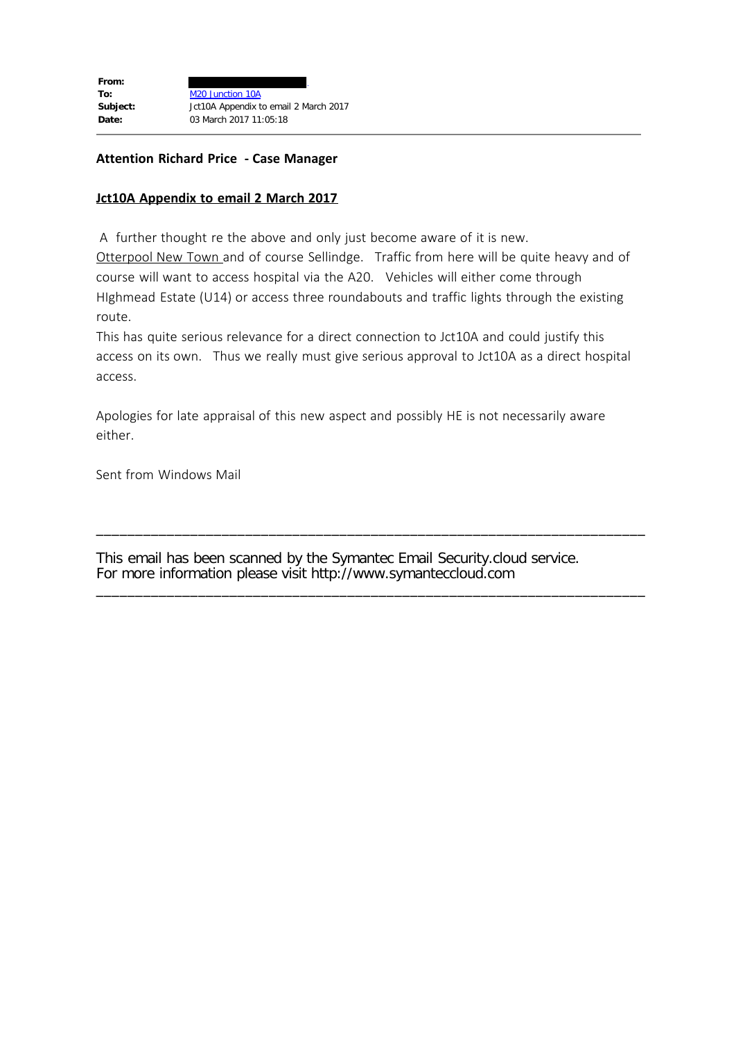**From:**
**To:** M20 Junction 10A
**Subject:** Jct10A Appendix to email 2 March 2017
**Date:** 03 March 2017 11:05:18

---

**Attention Richard Price - Case Manager**

**Jct10A Appendix to email 2 March 2017**

A further thought re the above and only just become aware of it is new. Otterpool New Town and of course Sellindge. Traffic from here will be quite heavy and of course will want to access hospital via the A20. Vehicles will either come through HIghmead Estate (U14) or access three roundabouts and traffic lights through the existing route.

This has quite serious relevance for a direct connection to Jct10A and could justify this access on its own. Thus we really must give serious approval to Jct10A as a direct hospital access.

Apologies for late appraisal of this new aspect and possibly HE is not necessarily aware either.

Sent from Windows Mail

---

This email has been scanned by the Symantec Email Security.cloud service.
For more information please visit http://www.symanteccloud.com

---